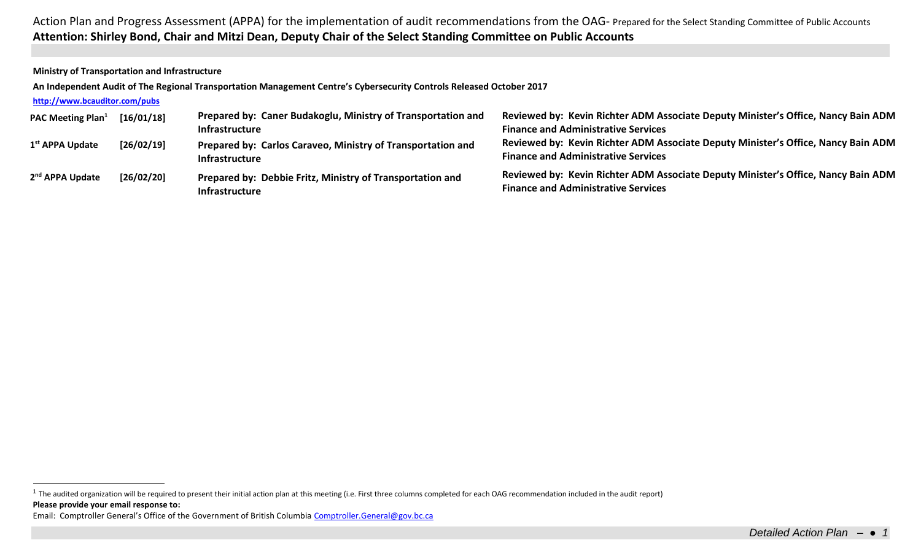Action Plan and Progress Assessment (APPA) for the implementation of audit recommendations from the OAG- Prepared for the Select Standing Committee of Public Accounts

**Attention: Shirley Bond, Chair and Mitzi Dean, Deputy Chair of the Select Standing Committee on Public Accounts**

**Ministry of Transportation and Infrastructure**

**An Independent Audit of The Regional Transportation Management Centre's Cybersecurity Controls Released October 2017**

**http://www.bcauditor.com/pubs**

| | | | |
|---|---|---|---|
| **PAC Meeting Plan[1]** | **[16/01/18]** | **Prepared by: Caner Budakoglu, Ministry of Transportation and Infrastructure** | **Reviewed by: Kevin Richter ADM Associate Deputy Minister's Office, Nancy Bain ADM Finance and Administrative Services** |
| **1st APPA Update** | **[26/02/19]** | **Prepared by: Carlos Caraveo, Ministry of Transportation and Infrastructure** | **Reviewed by: Kevin Richter ADM Associate Deputy Minister's Office, Nancy Bain ADM Finance and Administrative Services** |
| **2nd APPA Update** | **[26/02/20]** | **Prepared by: Debbie Fritz, Ministry of Transportation and Infrastructure** | **Reviewed by: Kevin Richter ADM Associate Deputy Minister's Office, Nancy Bain ADM Finance and Administrative Services** |

[1] The audited organization will be required to present their initial action plan at this meeting (i.e. First three columns completed for each OAG recommendation included in the audit report)

**Please provide your email response to:**

Email: Comptroller General's Office of the Government of British Columbia Comptroller.General@gov.bc.ca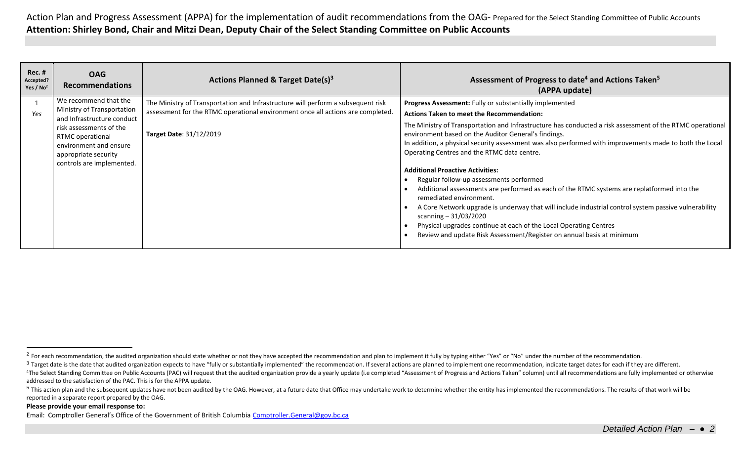Action Plan and Progress Assessment (APPA) for the implementation of audit recommendations from the OAG- Prepared for the Select Standing Committee of Public Accounts

**Attention: Shirley Bond, Chair and Mitzi Dean, Deputy Chair of the Select Standing Committee on Public Accounts**

| Rec. # Accepted? Yes / No[2] | OAG Recommendations | Actions Planned & Target Date(s)[3] | Assessment of Progress to date[4] and Actions Taken[5] (APPA update) |
|---|---|---|---|
| 1 *Yes* | We recommend that the Ministry of Transportation and Infrastructure conduct risk assessments of the RTMC operational environment and ensure appropriate security controls are implemented. | The Ministry of Transportation and Infrastructure will perform a subsequent risk assessment for the RTMC operational environment once all actions are completed.<br><br>**Target Date**: 31/12/2019 | **Progress Assessment:** Fully or substantially implemented<br>**Actions Taken to meet the Recommendation:**<br>The Ministry of Transportation and Infrastructure has conducted a risk assessment of the RTMC operational environment based on the Auditor General's findings.<br>In addition, a physical security assessment was also performed with improvements made to both the Local Operating Centres and the RTMC data centre.<br><br>**Additional Proactive Activities:**<br>• Regular follow-up assessments performed<br>• Additional assessments are performed as each of the RTMC systems are replatformed into the remediated environment.<br>• A Core Network upgrade is underway that will include industrial control system passive vulnerability scanning – 31/03/2020<br>• Physical upgrades continue at each of the Local Operating Centres<br>• Review and update Risk Assessment/Register on annual basis at minimum |

[2] For each recommendation, the audited organization should state whether or not they have accepted the recommendation and plan to implement it fully by typing either "Yes" or "No" under the number of the recommendation.

[3] Target date is the date that audited organization expects to have "fully or substantially implemented" the recommendation. If several actions are planned to implement one recommendation, indicate target dates for each if they are different.

[4] The Select Standing Committee on Public Accounts (PAC) will request that the audited organization provide a yearly update (i.e completed "Assessment of Progress and Actions Taken" column) until all recommendations are fully implemented or otherwise addressed to the satisfaction of the PAC. This is for the APPA update.

[5] This action plan and the subsequent updates have not been audited by the OAG. However, at a future date that Office may undertake work to determine whether the entity has implemented the recommendations. The results of that work will be reported in a separate report prepared by the OAG.

**Please provide your email response to:**

Email: Comptroller General's Office of the Government of British Columbia Comptroller.General@gov.bc.ca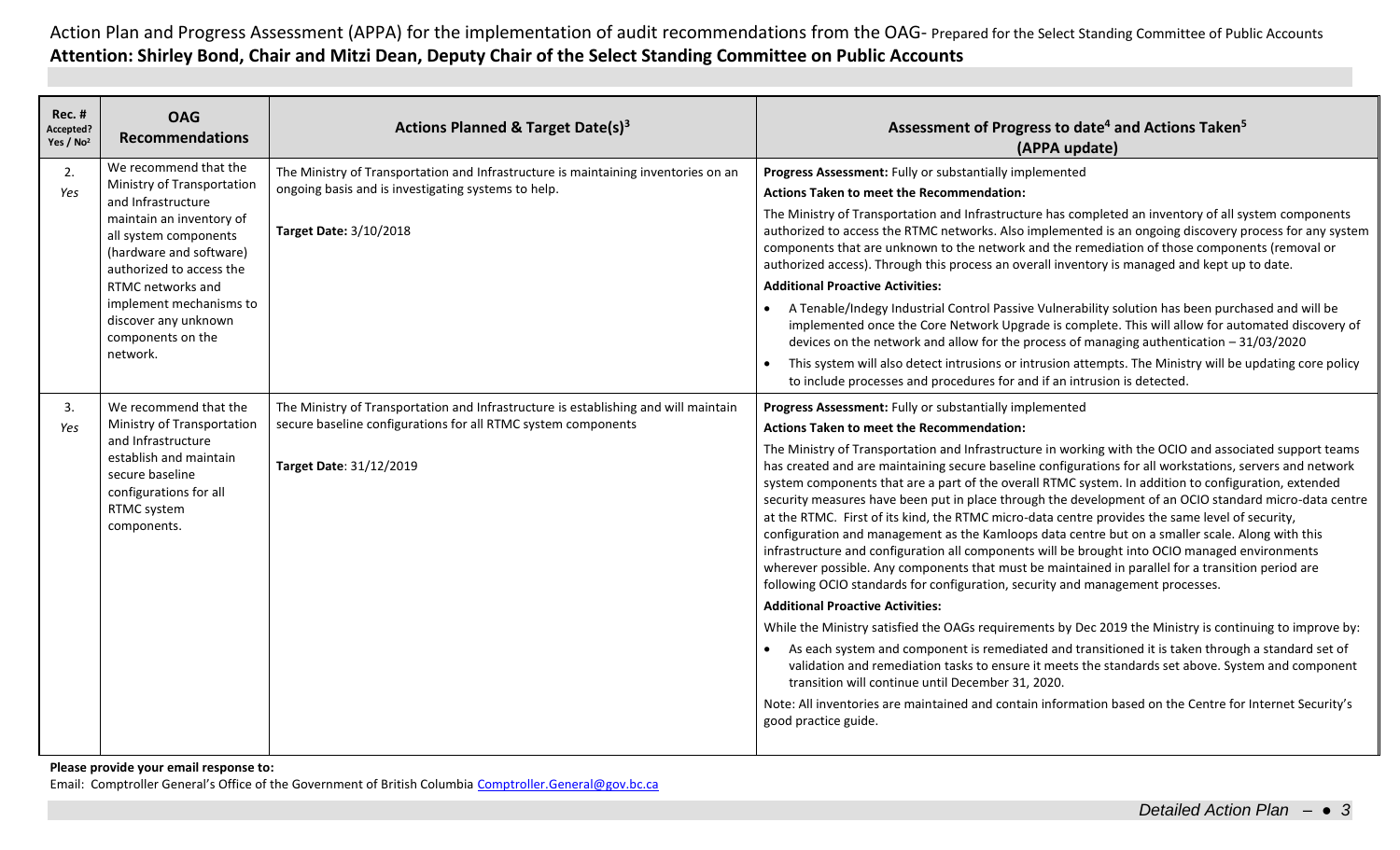Action Plan and Progress Assessment (APPA) for the implementation of audit recommendations from the OAG- Prepared for the Select Standing Committee of Public Accounts

**Attention: Shirley Bond, Chair and Mitzi Dean, Deputy Chair of the Select Standing Committee on Public Accounts**

| Rec. # Accepted? Yes / No[2] | OAG Recommendations | Actions Planned & Target Date(s)[3] | Assessment of Progress to date[4] and Actions Taken[5] (APPA update) |
|---|---|---|---|
| 2. *Yes* | We recommend that the Ministry of Transportation and Infrastructure maintain an inventory of all system components (hardware and software) authorized to access the RTMC networks and implement mechanisms to discover any unknown components on the network. | The Ministry of Transportation and Infrastructure is maintaining inventories on an ongoing basis and is investigating systems to help.<br><br>**Target Date:** 3/10/2018 | **Progress Assessment:** Fully or substantially implemented<br>**Actions Taken to meet the Recommendation:**<br>The Ministry of Transportation and Infrastructure has completed an inventory of all system components authorized to access the RTMC networks. Also implemented is an ongoing discovery process for any system components that are unknown to the network and the remediation of those components (removal or authorized access). Through this process an overall inventory is managed and kept up to date.<br>**Additional Proactive Activities:**<br>• A Tenable/Indegy Industrial Control Passive Vulnerability solution has been purchased and will be implemented once the Core Network Upgrade is complete. This will allow for automated discovery of devices on the network and allow for the process of managing authentication – 31/03/2020<br>• This system will also detect intrusions or intrusion attempts. The Ministry will be updating core policy to include processes and procedures for and if an intrusion is detected. |
| 3. *Yes* | We recommend that the Ministry of Transportation and Infrastructure establish and maintain secure baseline configurations for all RTMC system components. | The Ministry of Transportation and Infrastructure is establishing and will maintain secure baseline configurations for all RTMC system components<br><br>**Target Date**: 31/12/2019 | **Progress Assessment:** Fully or substantially implemented<br>**Actions Taken to meet the Recommendation:**<br>The Ministry of Transportation and Infrastructure in working with the OCIO and associated support teams has created and are maintaining secure baseline configurations for all workstations, servers and network system components that are a part of the overall RTMC system. In addition to configuration, extended security measures have been put in place through the development of an OCIO standard micro-data centre at the RTMC. First of its kind, the RTMC micro-data centre provides the same level of security, configuration and management as the Kamloops data centre but on a smaller scale. Along with this infrastructure and configuration all components will be brought into OCIO managed environments wherever possible. Any components that must be maintained in parallel for a transition period are following OCIO standards for configuration, security and management processes.<br>**Additional Proactive Activities:**<br>While the Ministry satisfied the OAGs requirements by Dec 2019 the Ministry is continuing to improve by:<br>• As each system and component is remediated and transitioned it is taken through a standard set of validation and remediation tasks to ensure it meets the standards set above. System and component transition will continue until December 31, 2020.<br>Note: All inventories are maintained and contain information based on the Centre for Internet Security's good practice guide. |

**Please provide your email response to:**

Email: Comptroller General's Office of the Government of British Columbia Comptroller.General@gov.bc.ca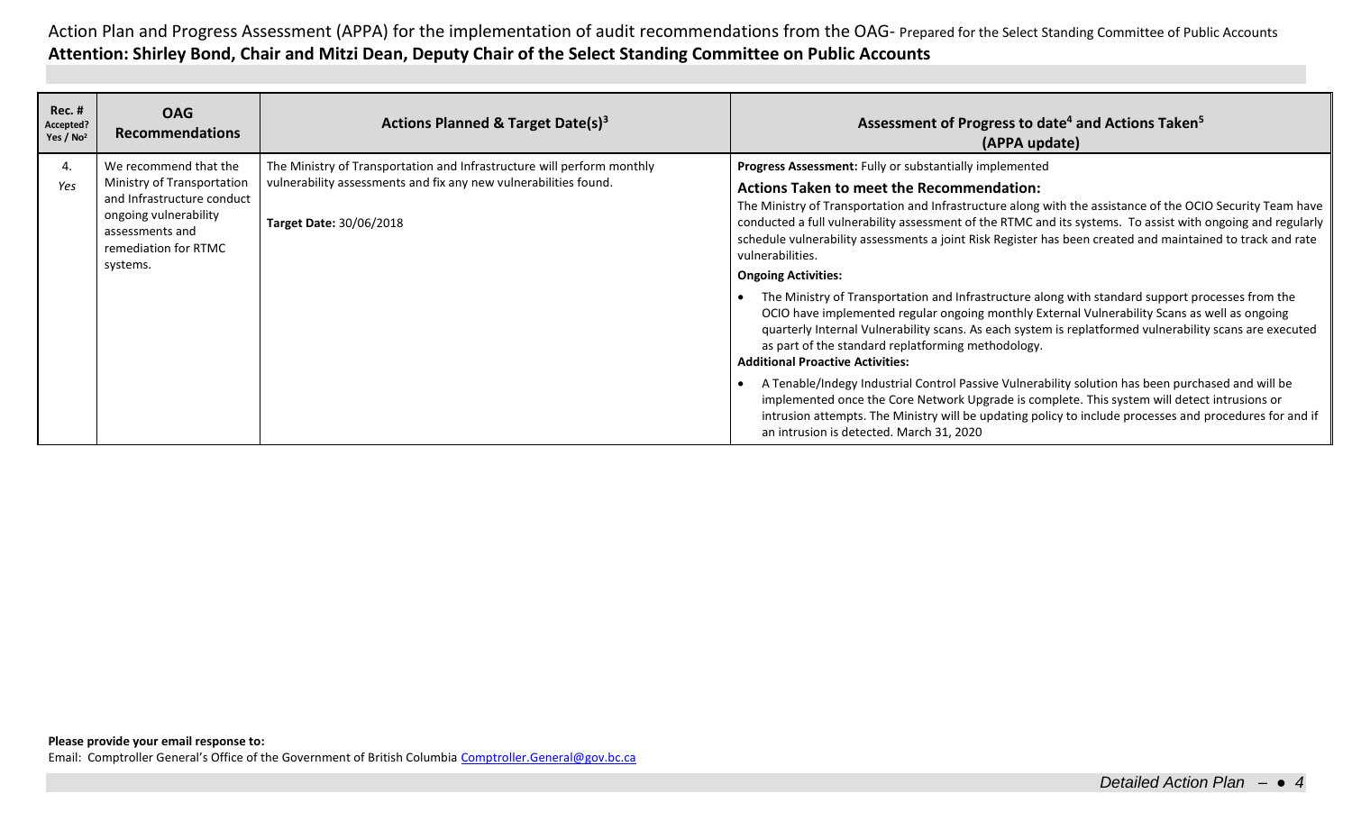Action Plan and Progress Assessment (APPA) for the implementation of audit recommendations from the OAG- Prepared for the Select Standing Committee of Public Accounts

**Attention: Shirley Bond, Chair and Mitzi Dean, Deputy Chair of the Select Standing Committee on Public Accounts**

| Rec. # Accepted? Yes / No[2] | OAG Recommendations | Actions Planned & Target Date(s)[3] | Assessment of Progress to date[4] and Actions Taken[5] (APPA update) |
|---|---|---|---|
| 4. *Yes* | We recommend that the Ministry of Transportation and Infrastructure conduct ongoing vulnerability assessments and remediation for RTMC systems. | The Ministry of Transportation and Infrastructure will perform monthly vulnerability assessments and fix any new vulnerabilities found.<br><br>**Target Date:** 30/06/2018 | **Progress Assessment:** Fully or substantially implemented<br><br>**Actions Taken to meet the Recommendation:**<br>The Ministry of Transportation and Infrastructure along with the assistance of the OCIO Security Team have conducted a full vulnerability assessment of the RTMC and its systems. To assist with ongoing and regularly schedule vulnerability assessments a joint Risk Register has been created and maintained to track and rate vulnerabilities.<br><br>**Ongoing Activities:**<br>• The Ministry of Transportation and Infrastructure along with standard support processes from the OCIO have implemented regular ongoing monthly External Vulnerability Scans as well as ongoing quarterly Internal Vulnerability scans. As each system is replatformed vulnerability scans are executed as part of the standard replatforming methodology.<br><br>**Additional Proactive Activities:**<br>• A Tenable/Indegy Industrial Control Passive Vulnerability solution has been purchased and will be implemented once the Core Network Upgrade is complete. This system will detect intrusions or intrusion attempts. The Ministry will be updating policy to include processes and procedures for and if an intrusion is detected. March 31, 2020 |

**Please provide your email response to:**

Email: Comptroller General's Office of the Government of British Columbia Comptroller.General@gov.bc.ca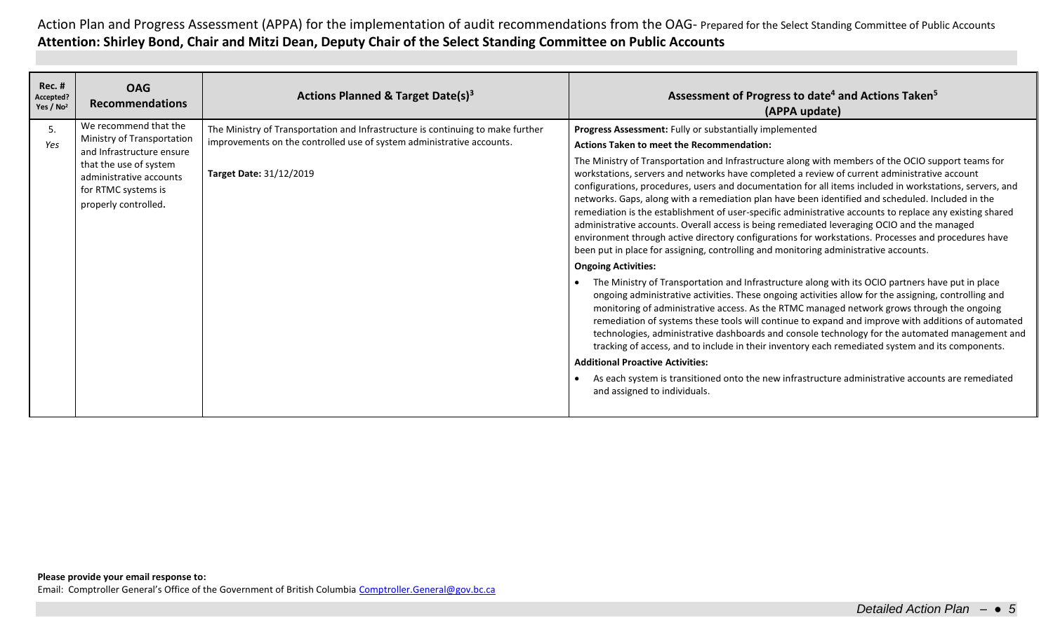Action Plan and Progress Assessment (APPA) for the implementation of audit recommendations from the OAG- Prepared for the Select Standing Committee of Public Accounts

**Attention: Shirley Bond, Chair and Mitzi Dean, Deputy Chair of the Select Standing Committee on Public Accounts**

| Rec. # Accepted? Yes / No[2] | OAG Recommendations | Actions Planned & Target Date(s)[3] | Assessment of Progress to date[4] and Actions Taken[5] (APPA update) |
|---|---|---|---|
| 5. *Yes* | We recommend that the Ministry of Transportation and Infrastructure ensure that the use of system administrative accounts for RTMC systems is properly controlled. | The Ministry of Transportation and Infrastructure is continuing to make further improvements on the controlled use of system administrative accounts.<br><br>**Target Date:** 31/12/2019 | **Progress Assessment:** Fully or substantially implemented<br>**Actions Taken to meet the Recommendation:**<br>The Ministry of Transportation and Infrastructure along with members of the OCIO support teams for workstations, servers and networks have completed a review of current administrative account configurations, procedures, users and documentation for all items included in workstations, servers, and networks. Gaps, along with a remediation plan have been identified and scheduled. Included in the remediation is the establishment of user-specific administrative accounts to replace any existing shared administrative accounts. Overall access is being remediated leveraging OCIO and the managed environment through active directory configurations for workstations. Processes and procedures have been put in place for assigning, controlling and monitoring administrative accounts.<br>**Ongoing Activities:**<br>• The Ministry of Transportation and Infrastructure along with its OCIO partners have put in place ongoing administrative activities. These ongoing activities allow for the assigning, controlling and monitoring of administrative access. As the RTMC managed network grows through the ongoing remediation of systems these tools will continue to expand and improve with additions of automated technologies, administrative dashboards and console technology for the automated management and tracking of access, and to include in their inventory each remediated system and its components.<br>**Additional Proactive Activities:**<br>• As each system is transitioned onto the new infrastructure administrative accounts are remediated and assigned to individuals. |

**Please provide your email response to:**

Email: Comptroller General's Office of the Government of British Columbia Comptroller.General@gov.bc.ca